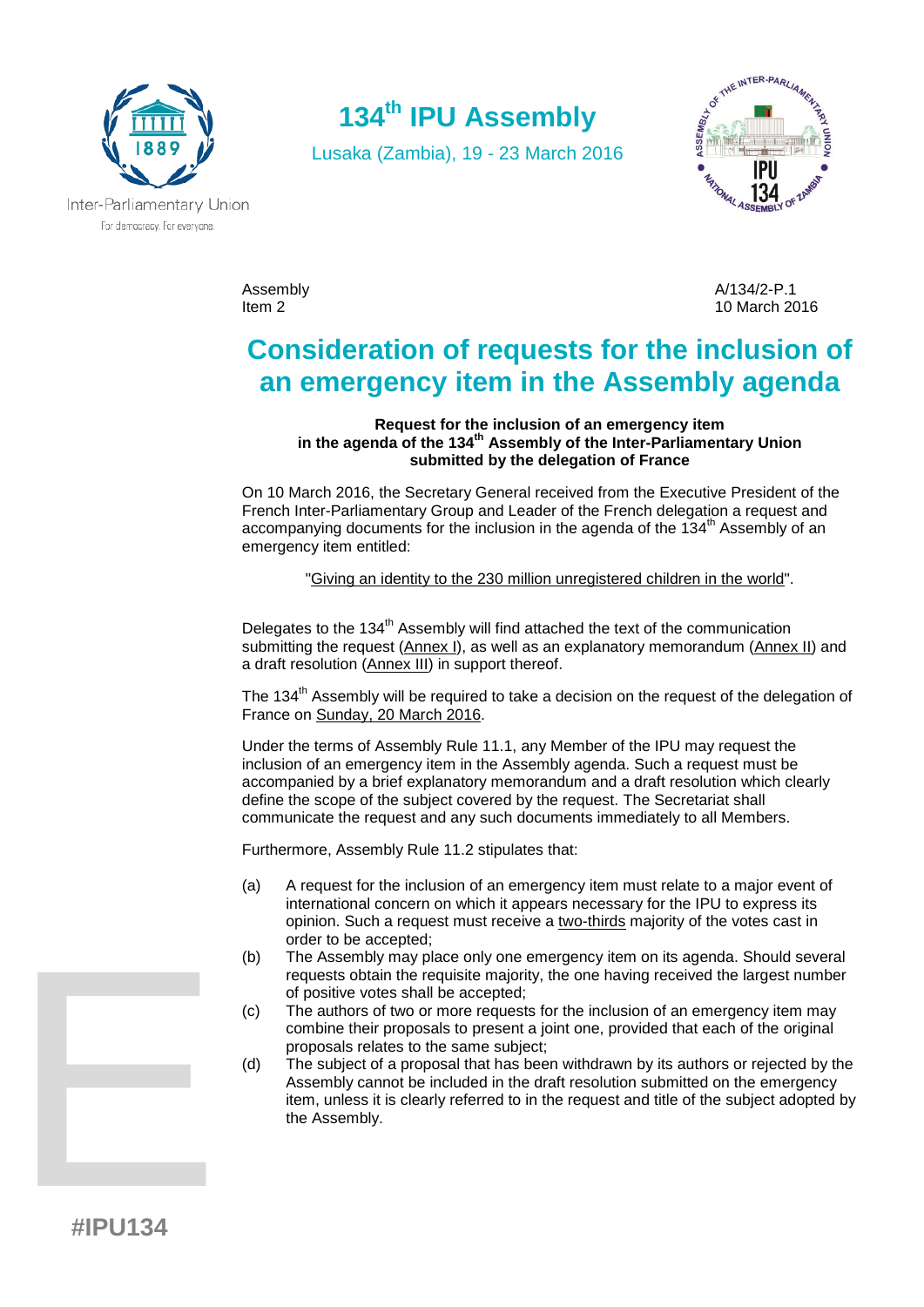# 134th IPU Assembly

Lusaka (Zambia), 19 - 23 March 2016

Assembly
Item 2

A/134/2-P.1
10 March 2016

## Consideration of requests for the inclusion of an emergency item in the Assembly agenda

**Request for the inclusion of an emergency item in the agenda of the 134th Assembly of the Inter-Parliamentary Union submitted by the delegation of France**

On 10 March 2016, the Secretary General received from the Executive President of the French Inter-Parliamentary Group and Leader of the French delegation a request and accompanying documents for the inclusion in the agenda of the 134th Assembly of an emergency item entitled:

"Giving an identity to the 230 million unregistered children in the world".

Delegates to the 134th Assembly will find attached the text of the communication submitting the request (Annex I), as well as an explanatory memorandum (Annex II) and a draft resolution (Annex III) in support thereof.

The 134th Assembly will be required to take a decision on the request of the delegation of France on Sunday, 20 March 2016.

Under the terms of Assembly Rule 11.1, any Member of the IPU may request the inclusion of an emergency item in the Assembly agenda. Such a request must be accompanied by a brief explanatory memorandum and a draft resolution which clearly define the scope of the subject covered by the request. The Secretariat shall communicate the request and any such documents immediately to all Members.

Furthermore, Assembly Rule 11.2 stipulates that:

(a) A request for the inclusion of an emergency item must relate to a major event of international concern on which it appears necessary for the IPU to express its opinion. Such a request must receive a two-thirds majority of the votes cast in order to be accepted;

(b) The Assembly may place only one emergency item on its agenda. Should several requests obtain the requisite majority, the one having received the largest number of positive votes shall be accepted;

(c) The authors of two or more requests for the inclusion of an emergency item may combine their proposals to present a joint one, provided that each of the original proposals relates to the same subject;

(d) The subject of a proposal that has been withdrawn by its authors or rejected by the Assembly cannot be included in the draft resolution submitted on the emergency item, unless it is clearly referred to in the request and title of the subject adopted by the Assembly.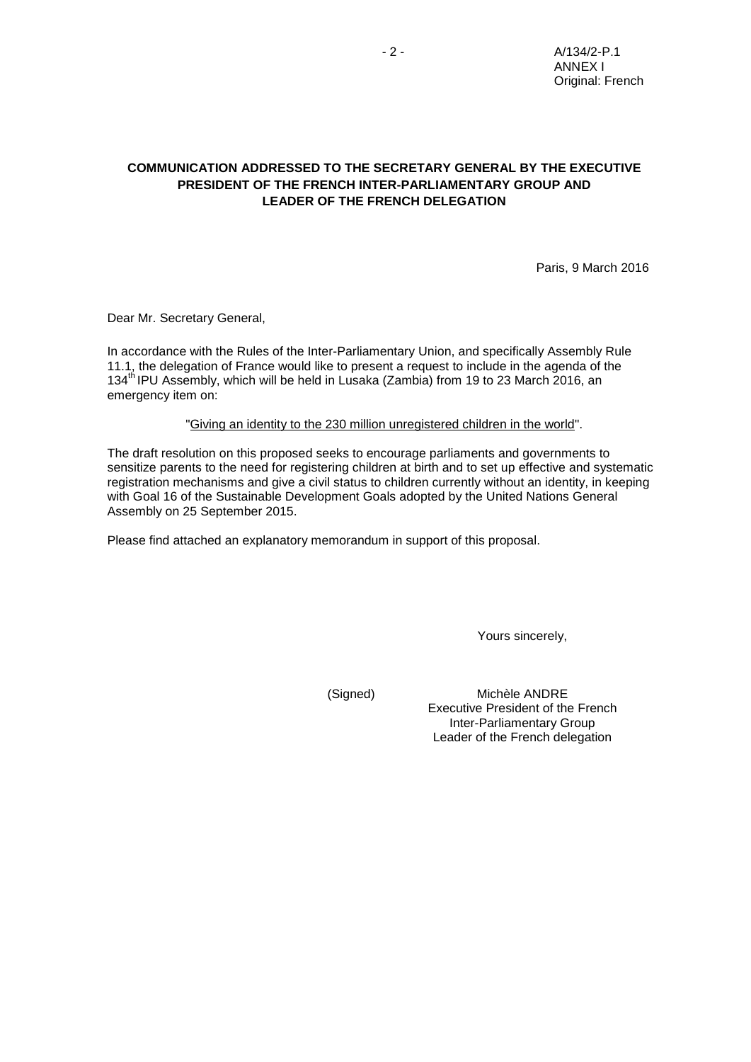A/134/2-P.1
ANNEX I
Original: French

**COMMUNICATION ADDRESSED TO THE SECRETARY GENERAL BY THE EXECUTIVE PRESIDENT OF THE FRENCH INTER-PARLIAMENTARY GROUP AND LEADER OF THE FRENCH DELEGATION**

Paris, 9 March 2016

Dear Mr. Secretary General,

In accordance with the Rules of the Inter-Parliamentary Union, and specifically Assembly Rule 11.1, the delegation of France would like to present a request to include in the agenda of the 134th IPU Assembly, which will be held in Lusaka (Zambia) from 19 to 23 March 2016, an emergency item on:

"<u>Giving an identity to the 230 million unregistered children in the world</u>".

The draft resolution on this proposed seeks to encourage parliaments and governments to sensitize parents to the need for registering children at birth and to set up effective and systematic registration mechanisms and give a civil status to children currently without an identity, in keeping with Goal 16 of the Sustainable Development Goals adopted by the United Nations General Assembly on 25 September 2015.

Please find attached an explanatory memorandum in support of this proposal.

Yours sincerely,

(Signed) Michèle ANDRE
Executive President of the French Inter-Parliamentary Group
Leader of the French delegation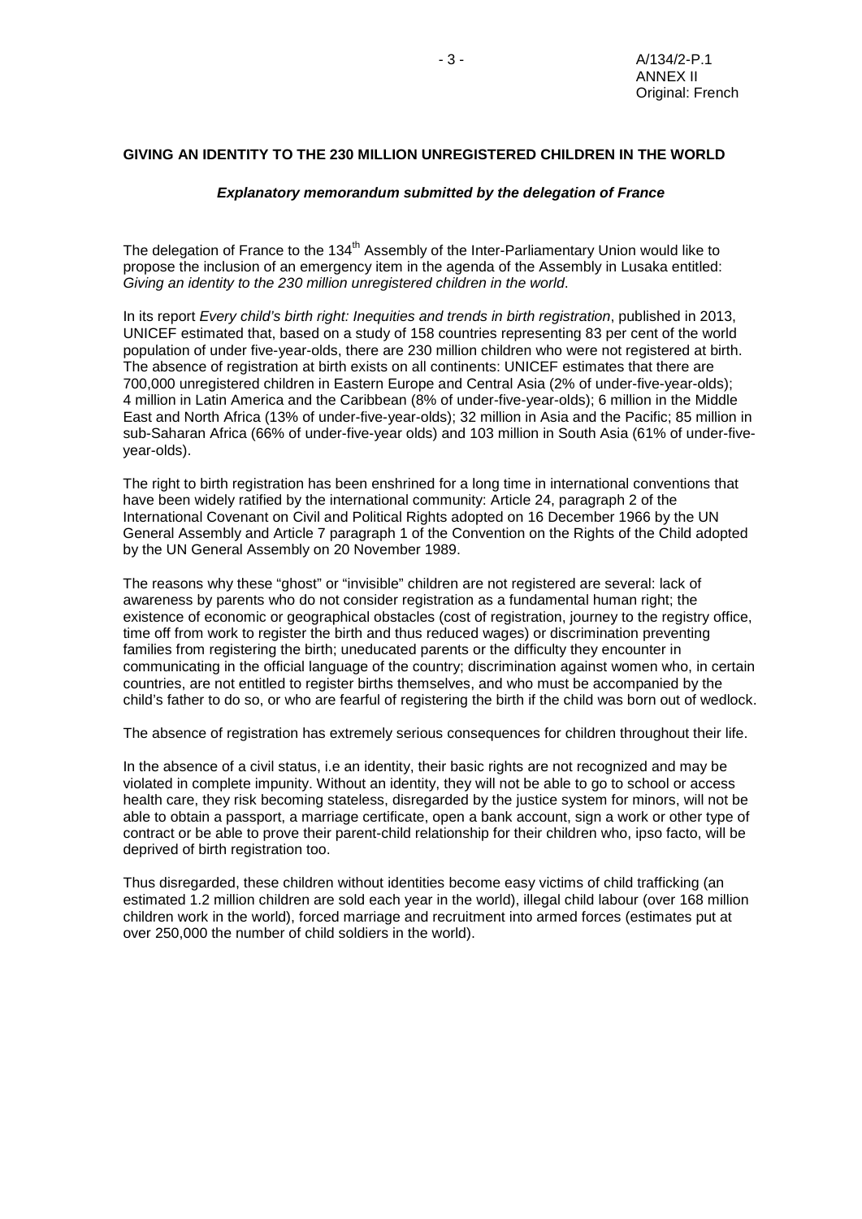**GIVING AN IDENTITY TO THE 230 MILLION UNREGISTERED CHILDREN IN THE WORLD**

***Explanatory memorandum submitted by the delegation of France***

The delegation of France to the 134th Assembly of the Inter-Parliamentary Union would like to propose the inclusion of an emergency item in the agenda of the Assembly in Lusaka entitled: *Giving an identity to the 230 million unregistered children in the world*.

In its report *Every child's birth right: Inequities and trends in birth registration*, published in 2013, UNICEF estimated that, based on a study of 158 countries representing 83 per cent of the world population of under five-year-olds, there are 230 million children who were not registered at birth. The absence of registration at birth exists on all continents: UNICEF estimates that there are 700,000 unregistered children in Eastern Europe and Central Asia (2% of under-five-year-olds); 4 million in Latin America and the Caribbean (8% of under-five-year-olds); 6 million in the Middle East and North Africa (13% of under-five-year-olds); 32 million in Asia and the Pacific; 85 million in sub-Saharan Africa (66% of under-five-year olds) and 103 million in South Asia (61% of under-five-year-olds).

The right to birth registration has been enshrined for a long time in international conventions that have been widely ratified by the international community: Article 24, paragraph 2 of the International Covenant on Civil and Political Rights adopted on 16 December 1966 by the UN General Assembly and Article 7 paragraph 1 of the Convention on the Rights of the Child adopted by the UN General Assembly on 20 November 1989.

The reasons why these "ghost" or "invisible" children are not registered are several: lack of awareness by parents who do not consider registration as a fundamental human right; the existence of economic or geographical obstacles (cost of registration, journey to the registry office, time off from work to register the birth and thus reduced wages) or discrimination preventing families from registering the birth; uneducated parents or the difficulty they encounter in communicating in the official language of the country; discrimination against women who, in certain countries, are not entitled to register births themselves, and who must be accompanied by the child's father to do so, or who are fearful of registering the birth if the child was born out of wedlock.

The absence of registration has extremely serious consequences for children throughout their life.

In the absence of a civil status, i.e an identity, their basic rights are not recognized and may be violated in complete impunity. Without an identity, they will not be able to go to school or access health care, they risk becoming stateless, disregarded by the justice system for minors, will not be able to obtain a passport, a marriage certificate, open a bank account, sign a work or other type of contract or be able to prove their parent-child relationship for their children who, ipso facto, will be deprived of birth registration too.

Thus disregarded, these children without identities become easy victims of child trafficking (an estimated 1.2 million children are sold each year in the world), illegal child labour (over 168 million children work in the world), forced marriage and recruitment into armed forces (estimates put at over 250,000 the number of child soldiers in the world).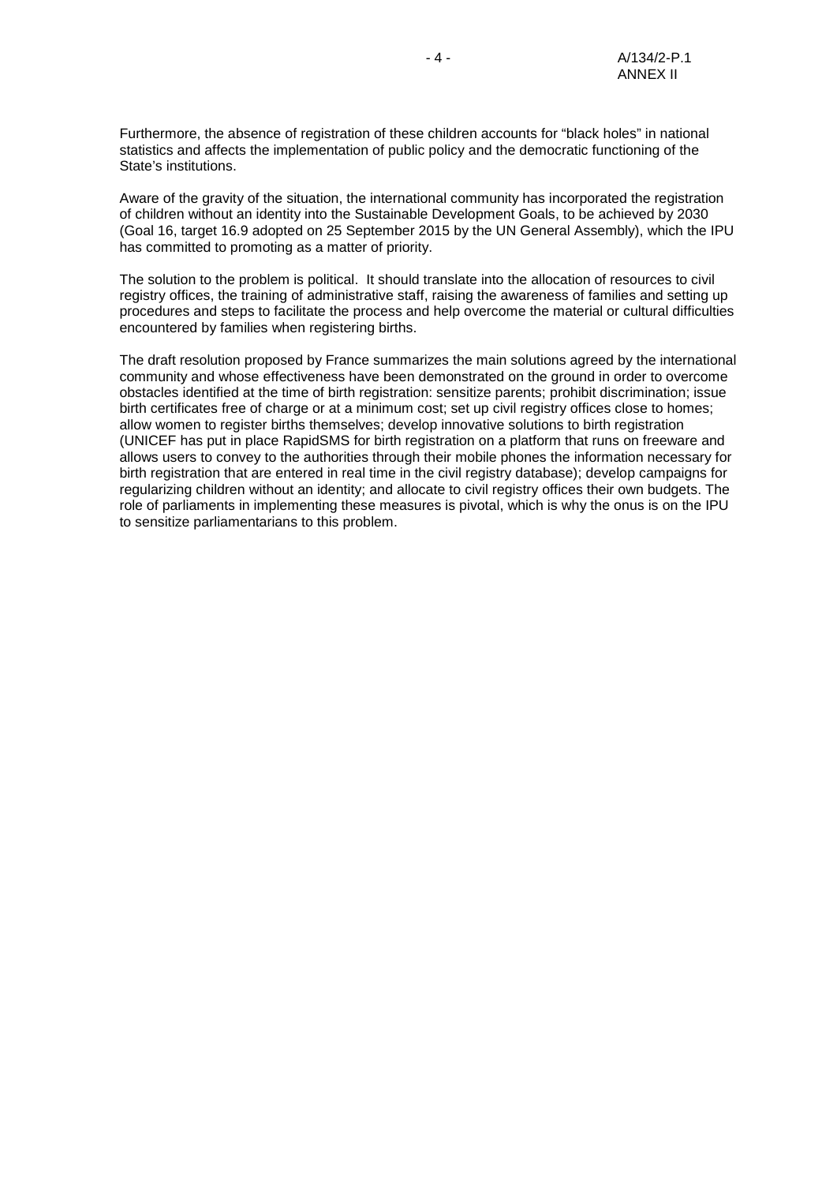Furthermore, the absence of registration of these children accounts for "black holes" in national statistics and affects the implementation of public policy and the democratic functioning of the State's institutions.

Aware of the gravity of the situation, the international community has incorporated the registration of children without an identity into the Sustainable Development Goals, to be achieved by 2030 (Goal 16, target 16.9 adopted on 25 September 2015 by the UN General Assembly), which the IPU has committed to promoting as a matter of priority.

The solution to the problem is political. It should translate into the allocation of resources to civil registry offices, the training of administrative staff, raising the awareness of families and setting up procedures and steps to facilitate the process and help overcome the material or cultural difficulties encountered by families when registering births.

The draft resolution proposed by France summarizes the main solutions agreed by the international community and whose effectiveness have been demonstrated on the ground in order to overcome obstacles identified at the time of birth registration: sensitize parents; prohibit discrimination; issue birth certificates free of charge or at a minimum cost; set up civil registry offices close to homes; allow women to register births themselves; develop innovative solutions to birth registration (UNICEF has put in place RapidSMS for birth registration on a platform that runs on freeware and allows users to convey to the authorities through their mobile phones the information necessary for birth registration that are entered in real time in the civil registry database); develop campaigns for regularizing children without an identity; and allocate to civil registry offices their own budgets. The role of parliaments in implementing these measures is pivotal, which is why the onus is on the IPU to sensitize parliamentarians to this problem.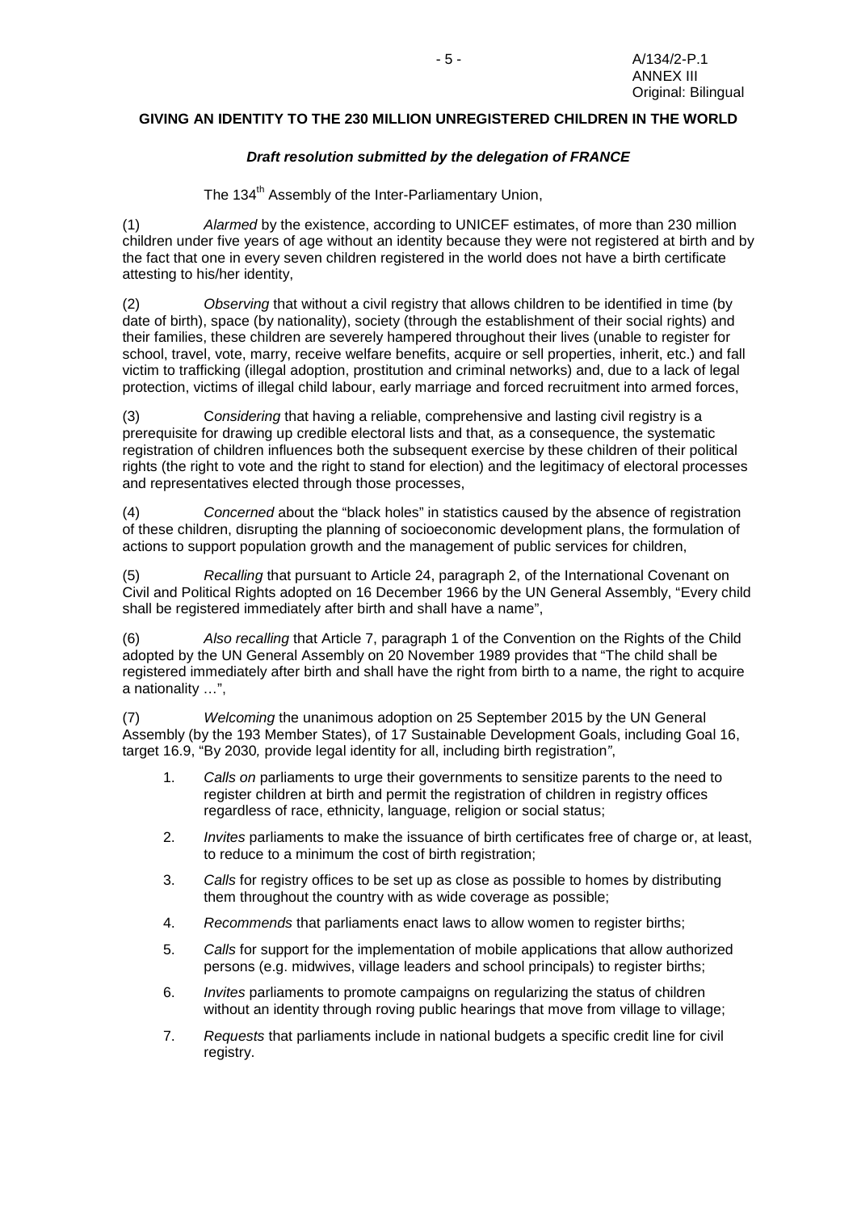A/134/2-P.1
ANNEX III
Original: Bilingual

**GIVING AN IDENTITY TO THE 230 MILLION UNREGISTERED CHILDREN IN THE WORLD**

***Draft resolution submitted by the delegation of FRANCE***

The 134th Assembly of the Inter-Parliamentary Union,

(1) *Alarmed* by the existence, according to UNICEF estimates, of more than 230 million children under five years of age without an identity because they were not registered at birth and by the fact that one in every seven children registered in the world does not have a birth certificate attesting to his/her identity,

(2) *Observing* that without a civil registry that allows children to be identified in time (by date of birth), space (by nationality), society (through the establishment of their social rights) and their families, these children are severely hampered throughout their lives (unable to register for school, travel, vote, marry, receive welfare benefits, acquire or sell properties, inherit, etc.) and fall victim to trafficking (illegal adoption, prostitution and criminal networks) and, due to a lack of legal protection, victims of illegal child labour, early marriage and forced recruitment into armed forces,

(3) *Considering* that having a reliable, comprehensive and lasting civil registry is a prerequisite for drawing up credible electoral lists and that, as a consequence, the systematic registration of children influences both the subsequent exercise by these children of their political rights (the right to vote and the right to stand for election) and the legitimacy of electoral processes and representatives elected through those processes,

(4) *Concerned* about the "black holes" in statistics caused by the absence of registration of these children, disrupting the planning of socioeconomic development plans, the formulation of actions to support population growth and the management of public services for children,

(5) *Recalling* that pursuant to Article 24, paragraph 2, of the International Covenant on Civil and Political Rights adopted on 16 December 1966 by the UN General Assembly, "Every child shall be registered immediately after birth and shall have a name",

(6) *Also recalling* that Article 7, paragraph 1 of the Convention on the Rights of the Child adopted by the UN General Assembly on 20 November 1989 provides that "The child shall be registered immediately after birth and shall have the right from birth to a name, the right to acquire a nationality …",

(7) *Welcoming* the unanimous adoption on 25 September 2015 by the UN General Assembly (by the 193 Member States), of 17 Sustainable Development Goals, including Goal 16, target 16.9, "By 2030*,* provide legal identity for all, including birth registration*"*,

1. *Calls on* parliaments to urge their governments to sensitize parents to the need to register children at birth and permit the registration of children in registry offices regardless of race, ethnicity, language, religion or social status;
2. *Invites* parliaments to make the issuance of birth certificates free of charge or, at least, to reduce to a minimum the cost of birth registration;
3. *Calls* for registry offices to be set up as close as possible to homes by distributing them throughout the country with as wide coverage as possible;
4. *Recommends* that parliaments enact laws to allow women to register births;
5. *Calls* for support for the implementation of mobile applications that allow authorized persons (e.g. midwives, village leaders and school principals) to register births;
6. *Invites* parliaments to promote campaigns on regularizing the status of children without an identity through roving public hearings that move from village to village;
7. *Requests* that parliaments include in national budgets a specific credit line for civil registry.